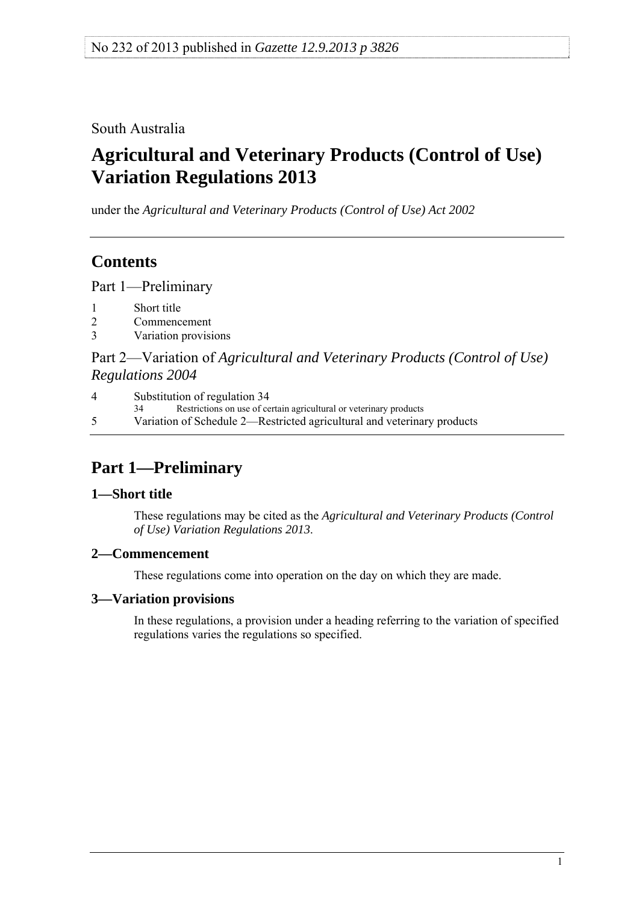No 232 of 2013 published in *Gazette 12.9.2013 p 3826*

South Australia

# Agricultural and Veterinary Products (Control of Use) Variation Regulations 2013

under the *Agricultural and Veterinary Products (Control of Use) Act 2002*

## Contents

Part 1—Preliminary

1 Short title
2 Commencement
3 Variation provisions

Part 2—Variation of *Agricultural and Veterinary Products (Control of Use) Regulations 2004*

4 Substitution of regulation 34
 34 Restrictions on use of certain agricultural or veterinary products
5 Variation of Schedule 2—Restricted agricultural and veterinary products

## Part 1—Preliminary

### 1—Short title

These regulations may be cited as the *Agricultural and Veterinary Products (Control of Use) Variation Regulations 2013*.

### 2—Commencement

These regulations come into operation on the day on which they are made.

### 3—Variation provisions

In these regulations, a provision under a heading referring to the variation of specified regulations varies the regulations so specified.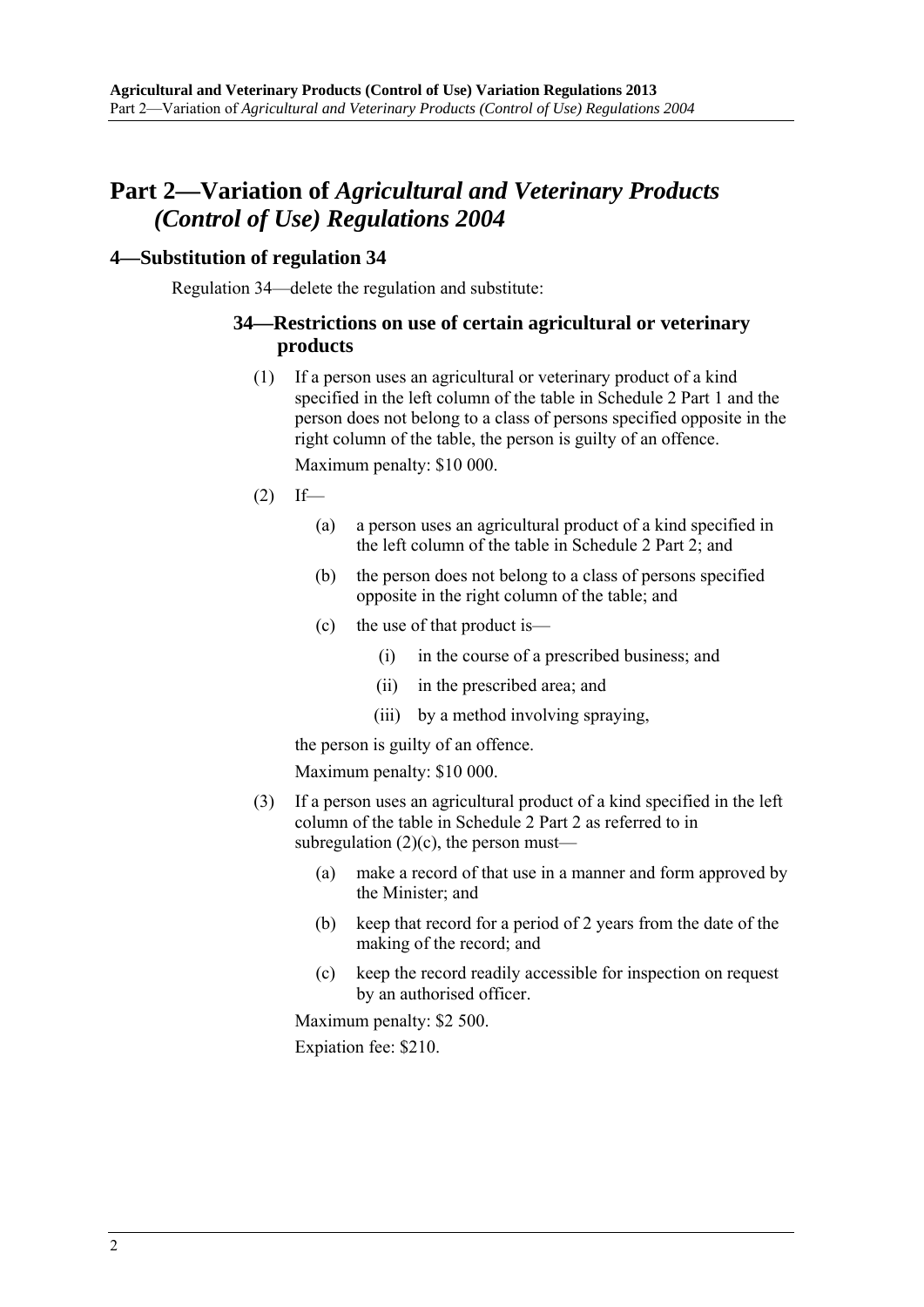# Part 2—Variation of *Agricultural and Veterinary Products (Control of Use) Regulations 2004*

## 4—Substitution of regulation 34

Regulation 34—delete the regulation and substitute:

### 34—Restrictions on use of certain agricultural or veterinary products

(1) If a person uses an agricultural or veterinary product of a kind specified in the left column of the table in Schedule 2 Part 1 and the person does not belong to a class of persons specified opposite in the right column of the table, the person is guilty of an offence.

Maximum penalty: $10 000.

(2) If—

- (a) a person uses an agricultural product of a kind specified in the left column of the table in Schedule 2 Part 2; and
- (b) the person does not belong to a class of persons specified opposite in the right column of the table; and
- (c) the use of that product is—
  - (i) in the course of a prescribed business; and
  - (ii) in the prescribed area; and
  - (iii) by a method involving spraying,

the person is guilty of an offence.

Maximum penalty: $10 000.

(3) If a person uses an agricultural product of a kind specified in the left column of the table in Schedule 2 Part 2 as referred to in subregulation (2)(c), the person must—

- (a) make a record of that use in a manner and form approved by the Minister; and
- (b) keep that record for a period of 2 years from the date of the making of the record; and
- (c) keep the record readily accessible for inspection on request by an authorised officer.

Maximum penalty: $2 500.

Expiation fee: $210.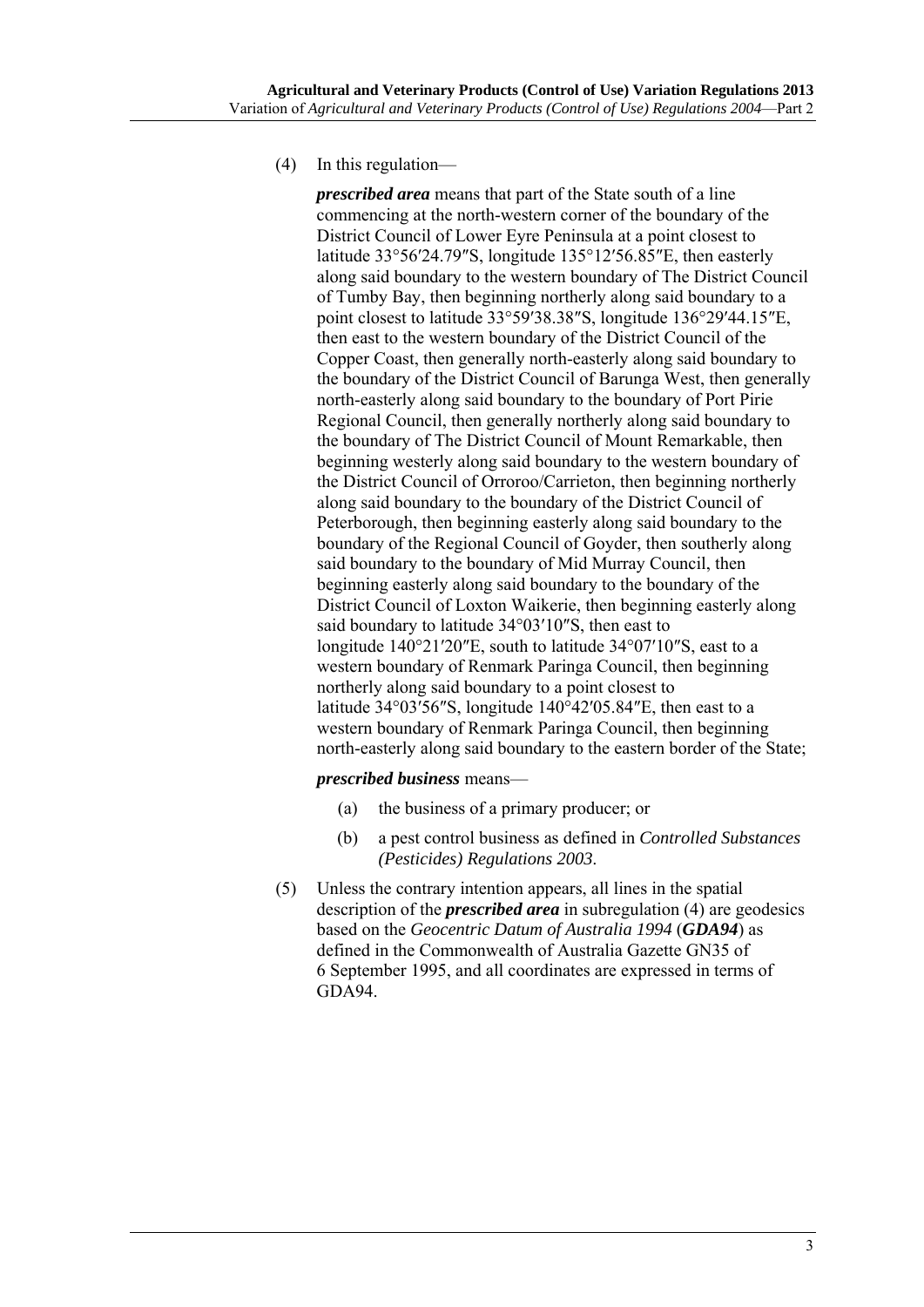(4) In this regulation—

***prescribed area*** means that part of the State south of a line commencing at the north-western corner of the boundary of the District Council of Lower Eyre Peninsula at a point closest to latitude 33°56′24.79″S, longitude 135°12′56.85″E, then easterly along said boundary to the western boundary of The District Council of Tumby Bay, then beginning northerly along said boundary to a point closest to latitude 33°59′38.38″S, longitude 136°29′44.15″E, then east to the western boundary of the District Council of the Copper Coast, then generally north-easterly along said boundary to the boundary of the District Council of Barunga West, then generally north-easterly along said boundary to the boundary of Port Pirie Regional Council, then generally northerly along said boundary to the boundary of The District Council of Mount Remarkable, then beginning westerly along said boundary to the western boundary of the District Council of Orroroo/Carrieton, then beginning northerly along said boundary to the boundary of the District Council of Peterborough, then beginning easterly along said boundary to the boundary of the Regional Council of Goyder, then southerly along said boundary to the boundary of Mid Murray Council, then beginning easterly along said boundary to the boundary of the District Council of Loxton Waikerie, then beginning easterly along said boundary to latitude 34°03′10″S, then east to longitude 140°21′20″E, south to latitude 34°07′10″S, east to a western boundary of Renmark Paringa Council, then beginning northerly along said boundary to a point closest to latitude 34°03′56″S, longitude 140°42′05.84″E, then east to a western boundary of Renmark Paringa Council, then beginning north-easterly along said boundary to the eastern border of the State;

***prescribed business*** means—

(a) the business of a primary producer; or

(b) a pest control business as defined in *Controlled Substances (Pesticides) Regulations 2003*.

(5) Unless the contrary intention appears, all lines in the spatial description of the ***prescribed area*** in subregulation (4) are geodesics based on the *Geocentric Datum of Australia 1994* (***GDA94***) as defined in the Commonwealth of Australia Gazette GN35 of 6 September 1995, and all coordinates are expressed in terms of GDA94.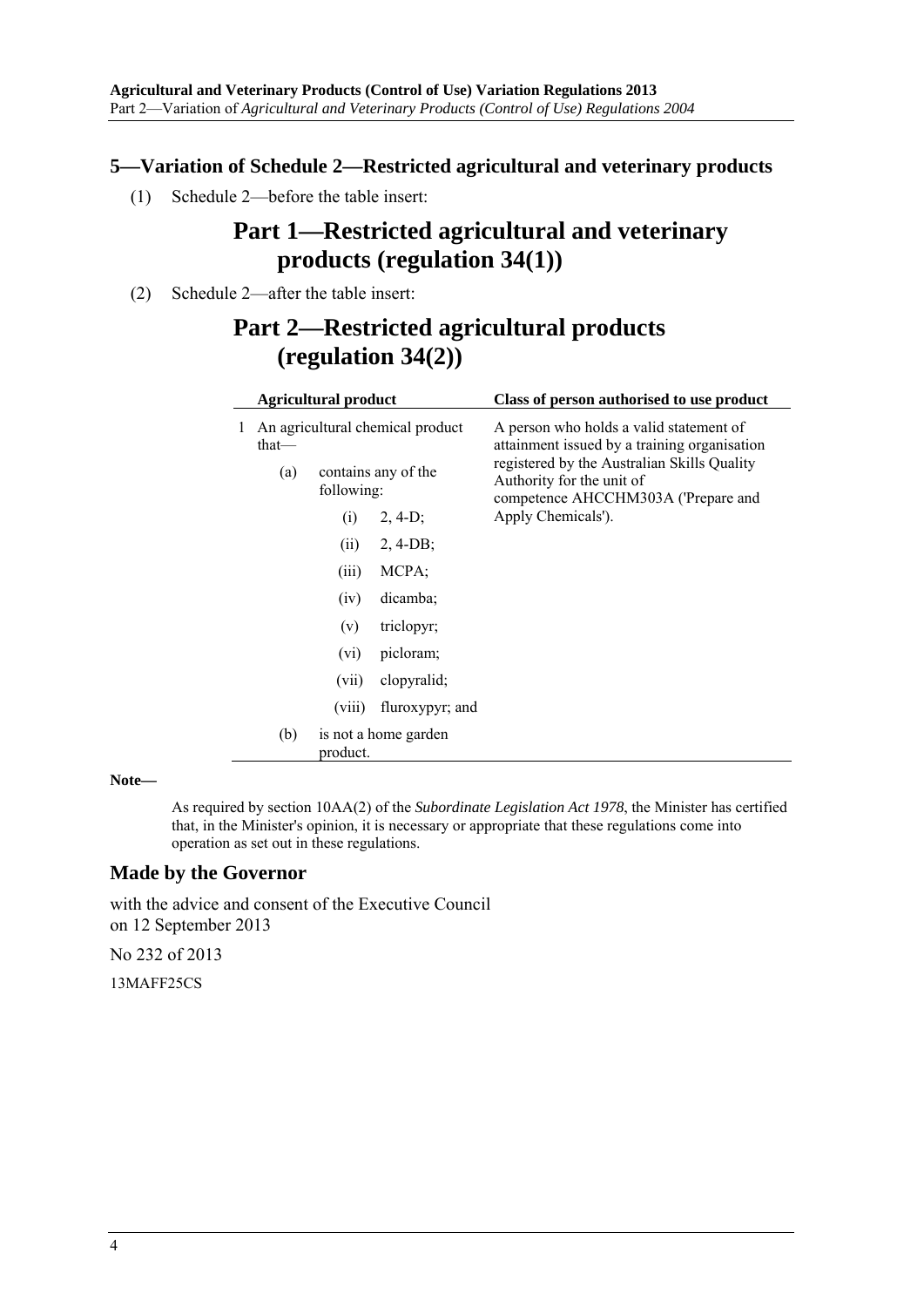## 5—Variation of Schedule 2—Restricted agricultural and veterinary products

(1) Schedule 2—before the table insert:

# Part 1—Restricted agricultural and veterinary products (regulation 34(1))

(2) Schedule 2—after the table insert:

# Part 2—Restricted agricultural products (regulation 34(2))

| Agricultural product | Class of person authorised to use product |
|---|---|
| 1 An agricultural chemical product that—<br>(a) contains any of the following:<br>(i) 2, 4-D;<br>(ii) 2, 4-DB;<br>(iii) MCPA;<br>(iv) dicamba;<br>(v) triclopyr;<br>(vi) picloram;<br>(vii) clopyralid;<br>(viii) fluroxypyr; and<br>(b) is not a home garden product. | A person who holds a valid statement of attainment issued by a training organisation registered by the Australian Skills Quality Authority for the unit of competence AHCCHM303A ('Prepare and Apply Chemicals'). |

**Note—**

As required by section 10AA(2) of the *Subordinate Legislation Act 1978*, the Minister has certified that, in the Minister's opinion, it is necessary or appropriate that these regulations come into operation as set out in these regulations.

## Made by the Governor

with the advice and consent of the Executive Council on 12 September 2013

No 232 of 2013

13MAFF25CS